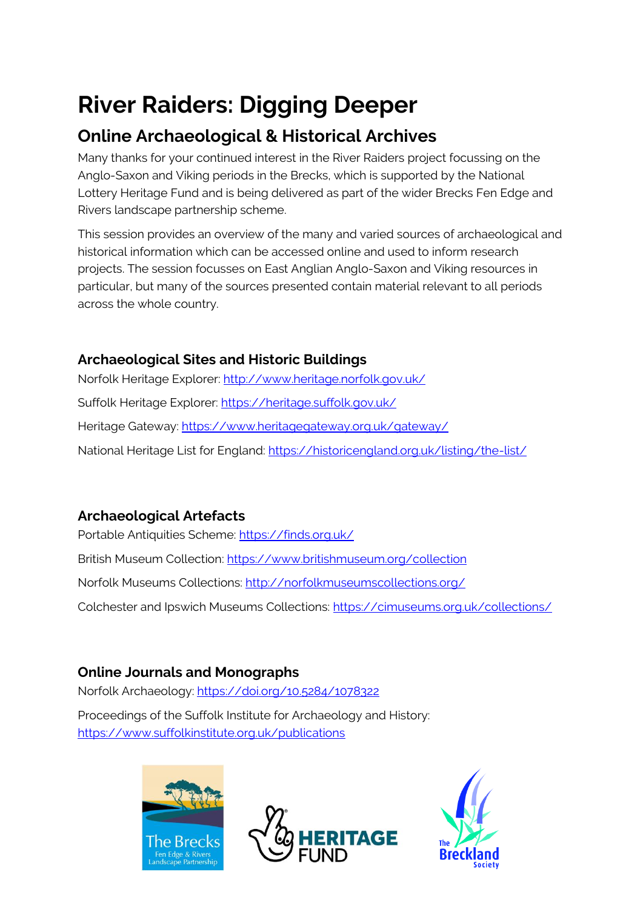# River Raiders: Digging Deeper

## Online Archaeological & Historical Archives

Many thanks for your continued interest in the River Raiders project focussing on the Anglo-Saxon and Viking periods in the Brecks, which is supported by the National Lottery Heritage Fund and is being delivered as part of the wider Brecks Fen Edge and Rivers landscape partnership scheme.

This session provides an overview of the many and varied sources of archaeological and historical information which can be accessed online and used to inform research projects. The session focusses on East Anglian Anglo-Saxon and Viking resources in particular, but many of the sources presented contain material relevant to all periods across the whole country.

### Archaeological Sites and Historic Buildings

Norfolk Heritage Explorer: http://www.heritage.norfolk.gov.uk/

Suffolk Heritage Explorer: https://heritage.suffolk.gov.uk/

Heritage Gateway: https://www.heritagegateway.org.uk/gateway/

National Heritage List for England: https://historicengland.org.uk/listing/the-list/

### Archaeological Artefacts

Portable Antiquities Scheme: https://finds.org.uk/

British Museum Collection: https://www.britishmuseum.org/collection

Norfolk Museums Collections: http://norfolkmuseumscollections.org/

Colchester and Ipswich Museums Collections: https://cimuseums.org.uk/collections/

### Online Journals and Monographs

Norfolk Archaeology: https://doi.org/10.5284/1078322

Proceedings of the Suffolk Institute for Archaeology and History: https://www.suffolkinstitute.org.uk/publications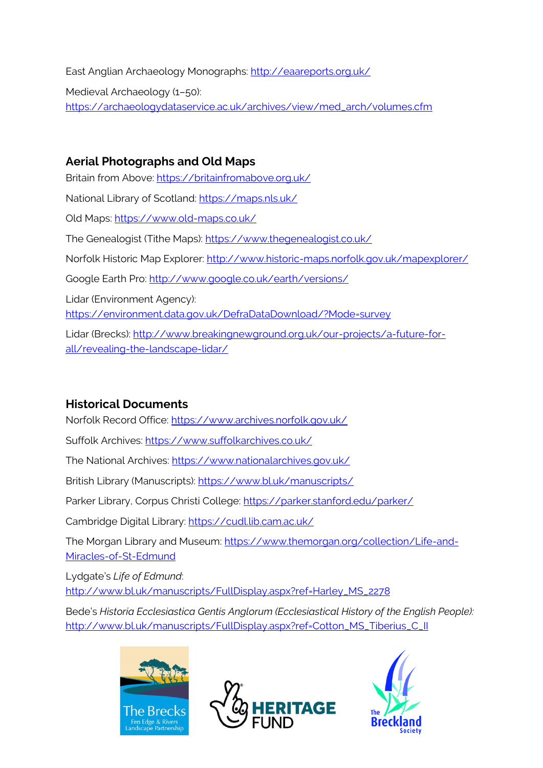East Anglian Archaeology Monographs: http://eaareports.org.uk/

Medieval Archaeology (1–50): https://archaeologydataservice.ac.uk/archives/view/med_arch/volumes.cfm

## Aerial Photographs and Old Maps

Britain from Above: https://britainfromabove.org.uk/

National Library of Scotland: https://maps.nls.uk/

Old Maps: https://www.old-maps.co.uk/

The Genealogist (Tithe Maps): https://www.thegenealogist.co.uk/

Norfolk Historic Map Explorer: http://www.historic-maps.norfolk.gov.uk/mapexplorer/

Google Earth Pro: http://www.google.co.uk/earth/versions/

Lidar (Environment Agency): https://environment.data.gov.uk/DefraDataDownload/?Mode=survey

Lidar (Brecks): http://www.breakingnewground.org.uk/our-projects/a-future-for-all/revealing-the-landscape-lidar/

## Historical Documents

Norfolk Record Office: https://www.archives.norfolk.gov.uk/

Suffolk Archives: https://www.suffolkarchives.co.uk/

The National Archives: https://www.nationalarchives.gov.uk/

British Library (Manuscripts): https://www.bl.uk/manuscripts/

Parker Library, Corpus Christi College: https://parker.stanford.edu/parker/

Cambridge Digital Library: https://cudl.lib.cam.ac.uk/

The Morgan Library and Museum: https://www.themorgan.org/collection/Life-and-Miracles-of-St-Edmund

Lydgate's *Life of Edmund*: http://www.bl.uk/manuscripts/FullDisplay.aspx?ref=Harley_MS_2278

Bede's *Historia Ecclesiastica Gentis Anglorum (Ecclesiastical History of the English People):* http://www.bl.uk/manuscripts/FullDisplay.aspx?ref=Cotton_MS_Tiberius_C_II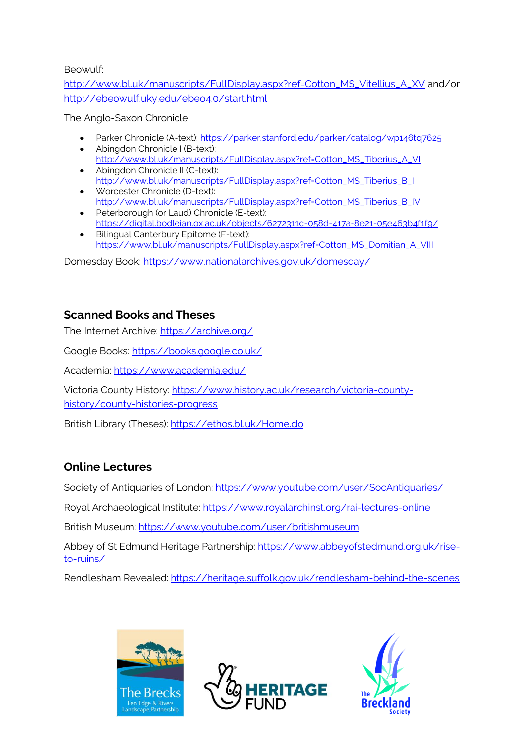Beowulf:
http://www.bl.uk/manuscripts/FullDisplay.aspx?ref=Cotton_MS_Vitellius_A_XV and/or http://ebeowulf.uky.edu/ebeo4.0/start.html

The Anglo-Saxon Chronicle

- Parker Chronicle (A-text): https://parker.stanford.edu/parker/catalog/wp146tq7625
- Abingdon Chronicle I (B-text): http://www.bl.uk/manuscripts/FullDisplay.aspx?ref=Cotton_MS_Tiberius_A_VI
- Abingdon Chronicle II (C-text): http://www.bl.uk/manuscripts/FullDisplay.aspx?ref=Cotton_MS_Tiberius_B_I
- Worcester Chronicle (D-text): http://www.bl.uk/manuscripts/FullDisplay.aspx?ref=Cotton_MS_Tiberius_B_IV
- Peterborough (or Laud) Chronicle (E-text): https://digital.bodleian.ox.ac.uk/objects/6272311c-058d-417a-8e21-05e463b4f1f9/
- Bilingual Canterbury Epitome (F-text): https://www.bl.uk/manuscripts/FullDisplay.aspx?ref=Cotton_MS_Domitian_A_VIII

Domesday Book: https://www.nationalarchives.gov.uk/domesday/

## Scanned Books and Theses

The Internet Archive: https://archive.org/

Google Books: https://books.google.co.uk/

Academia: https://www.academia.edu/

Victoria County History: https://www.history.ac.uk/research/victoria-county-history/county-histories-progress

British Library (Theses): https://ethos.bl.uk/Home.do

## Online Lectures

Society of Antiquaries of London: https://www.youtube.com/user/SocAntiquaries/

Royal Archaeological Institute: https://www.royalarchinst.org/rai-lectures-online

British Museum: https://www.youtube.com/user/britishmuseum

Abbey of St Edmund Heritage Partnership: https://www.abbeyofstedmund.org.uk/rise-to-ruins/

Rendlesham Revealed: https://heritage.suffolk.gov.uk/rendlesham-behind-the-scenes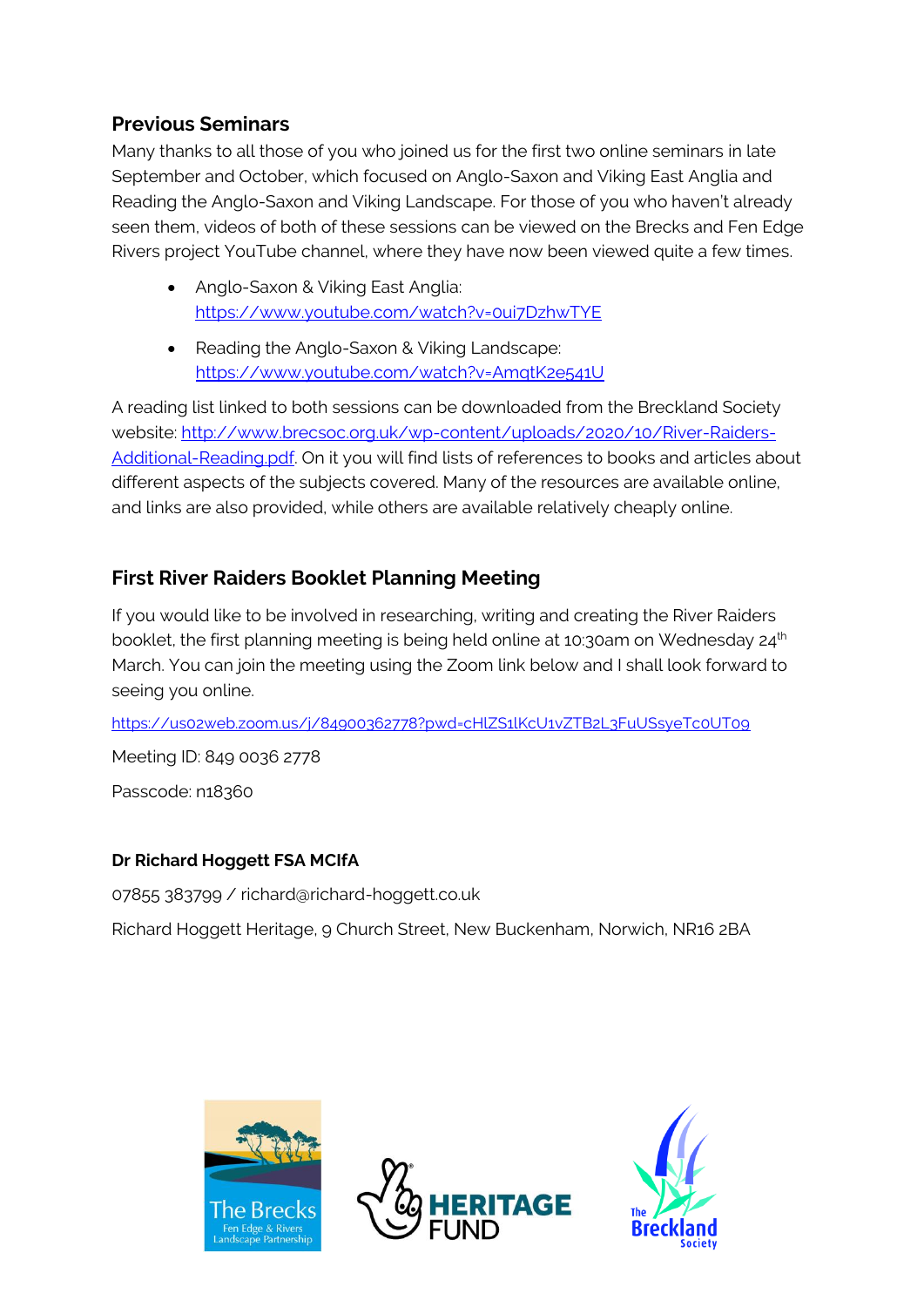## Previous Seminars

Many thanks to all those of you who joined us for the first two online seminars in late September and October, which focused on Anglo-Saxon and Viking East Anglia and Reading the Anglo-Saxon and Viking Landscape. For those of you who haven't already seen them, videos of both of these sessions can be viewed on the Brecks and Fen Edge Rivers project YouTube channel, where they have now been viewed quite a few times.

- Anglo-Saxon & Viking East Anglia: https://www.youtube.com/watch?v=0ui7DzhwTYE
- Reading the Anglo-Saxon & Viking Landscape: https://www.youtube.com/watch?v=AmqtK2e541U

A reading list linked to both sessions can be downloaded from the Breckland Society website: http://www.brecsoc.org.uk/wp-content/uploads/2020/10/River-Raiders-Additional-Reading.pdf. On it you will find lists of references to books and articles about different aspects of the subjects covered. Many of the resources are available online, and links are also provided, while others are available relatively cheaply online.

## First River Raiders Booklet Planning Meeting

If you would like to be involved in researching, writing and creating the River Raiders booklet, the first planning meeting is being held online at 10:30am on Wednesday 24th March. You can join the meeting using the Zoom link below and I shall look forward to seeing you online.

https://us02web.zoom.us/j/84900362778?pwd=cHlZS1lKcU1vZTB2L3FuUSsyeTc0UT09

Meeting ID: 849 0036 2778

Passcode: n18360

**Dr Richard Hoggett FSA MCIfA**

07855 383799 / richard@richard-hoggett.co.uk

Richard Hoggett Heritage, 9 Church Street, New Buckenham, Norwich, NR16 2BA

The Brecks Fen Edge & Rivers Landscape Partnership

HERITAGE FUND

The Breckland Society